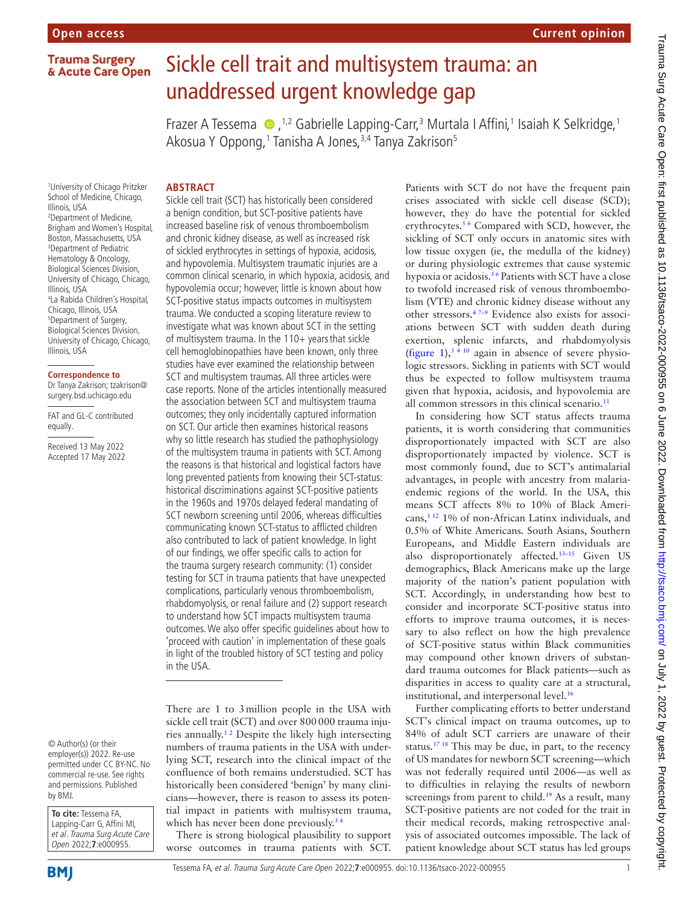# Sickle cell trait and multisystem trauma: an unaddressed urgent knowledge gap

Frazer A Tessema[1,2], Gabrielle Lapping-Carr[3], Murtala I Affini[1], Isaiah K Selkridge[1], Akosua Y Oppong[1], Tanisha A Jones[3,4], Tanya Zakrison[5]

[1]University of Chicago Pritzker School of Medicine, Chicago, Illinois, USA
[2]Department of Medicine, Brigham and Women's Hospital, Boston, Massachusetts, USA
[3]Department of Pediatric Hematology & Oncology, Biological Sciences Division, University of Chicago, Chicago, Illinois, USA
[4]La Rabida Children's Hospital, Chicago, Illinois, USA
[5]Department of Surgery, Biological Sciences Division, University of Chicago, Chicago, Illinois, USA

**Correspondence to**
Dr Tanya Zakrison; tzakrison@surgery.bsd.uchicago.edu

FAT and GL-C contributed equally.

Received 13 May 2022
Accepted 17 May 2022

© Author(s) (or their employer(s)) 2022. Re-use permitted under CC BY-NC. No commercial re-use. See rights and permissions. Published by BMJ.

**To cite:** Tessema FA, Lapping-Carr G, Affini MI, *et al. Trauma Surg Acute Care Open* 2022;**7**:e000955.

## ABSTRACT

Sickle cell trait (SCT) has historically been considered a benign condition, but SCT-positive patients have increased baseline risk of venous thromboembolism and chronic kidney disease, as well as increased risk of sickled erythrocytes in settings of hypoxia, acidosis, and hypovolemia. Multisystem traumatic injuries are a common clinical scenario, in which hypoxia, acidosis, and hypovolemia occur; however, little is known about how SCT-positive status impacts outcomes in multisystem trauma. We conducted a scoping literature review to investigate what was known about SCT in the setting of multisystem trauma. In the 110+ years that sickle cell hemoglobinopathies have been known, only three studies have ever examined the relationship between SCT and multisystem traumas. All three articles were case reports. None of the articles intentionally measured the association between SCT and multisystem trauma outcomes; they only incidentally captured information on SCT. Our article then examines historical reasons why so little research has studied the pathophysiology of the multisystem trauma in patients with SCT. Among the reasons is that historical and logistical factors have long prevented patients from knowing their SCT-status: historical discriminations against SCT-positive patients in the 1960s and 1970s delayed federal mandating of SCT newborn screening until 2006, whereas difficulties communicating known SCT-status to afflicted children also contributed to lack of patient knowledge. In light of our findings, we offer specific calls to action for the trauma surgery research community: (1) consider testing for SCT in trauma patients that have unexpected complications, particularly venous thromboembolism, rhabdomyolysis, or renal failure and (2) support research to understand how SCT impacts multisystem trauma outcomes. We also offer specific guidelines about how to 'proceed with caution' in implementation of these goals in light of the troubled history of SCT testing and policy in the USA.

There are 1 to 3 million people in the USA with sickle cell trait (SCT) and over 800 000 trauma injuries annually.[1,2] Despite the likely high intersecting numbers of trauma patients in the USA with underlying SCT, research into the clinical impact of the confluence of both remains understudied. SCT has historically been considered 'benign' by many clinicians—however, there is reason to assess its potential impact in patients with multisystem trauma, which has never been done previously.[3,4]

There is strong biological plausibility to support worse outcomes in trauma patients with SCT. Patients with SCT do not have the frequent pain crises associated with sickle cell disease (SCD); however, they do have the potential for sickled erythrocytes.[5,6] Compared with SCD, however, the sickling of SCT only occurs in anatomic sites with low tissue oxygen (ie, the medulla of the kidney) or during physiologic extremes that cause systemic hypoxia or acidosis.[5,6] Patients with SCT have a close to twofold increased risk of venous thromboembolism (VTE) and chronic kidney disease without any other stressors.[4,7–9] Evidence also exists for associations between SCT with sudden death during exertion, splenic infarcts, and rhabdomyolysis (figure 1),[3,4,10] again in absence of severe physiologic stressors. Sickling in patients with SCT would thus be expected to follow multisystem trauma given that hypoxia, acidosis, and hypovolemia are all common stressors in this clinical scenario.[11]

In considering how SCT status affects trauma patients, it is worth considering that communities disproportionately impacted with SCT are also disproportionately impacted by violence. SCT is most commonly found, due to SCT's antimalarial advantages, in people with ancestry from malaria-endemic regions of the world. In the USA, this means SCT affects 8% to 10% of Black Americans,[1,12] 1% of non-African Latinx individuals, and 0.5% of White Americans. South Asians, Southern Europeans, and Middle Eastern individuals are also disproportionately affected.[13–15] Given US demographics, Black Americans make up the large majority of the nation's patient population with SCT. Accordingly, in understanding how best to consider and incorporate SCT-positive status into efforts to improve trauma outcomes, it is necessary to also reflect on how the high prevalence of SCT-positive status within Black communities may compound other known drivers of substandard trauma outcomes for Black patients—such as disparities in access to quality care at a structural, institutional, and interpersonal level.[16]

Further complicating efforts to better understand SCT's clinical impact on trauma outcomes, up to 84% of adult SCT carriers are unaware of their status.[17,18] This may be due, in part, to the recency of US mandates for newborn SCT screening—which was not federally required until 2006—as well as to difficulties in relaying the results of newborn screenings from parent to child.[19] As a result, many SCT-positive patients are not coded for the trait in their medical records, making retrospective analysis of associated outcomes impossible. The lack of patient knowledge about SCT status has led groups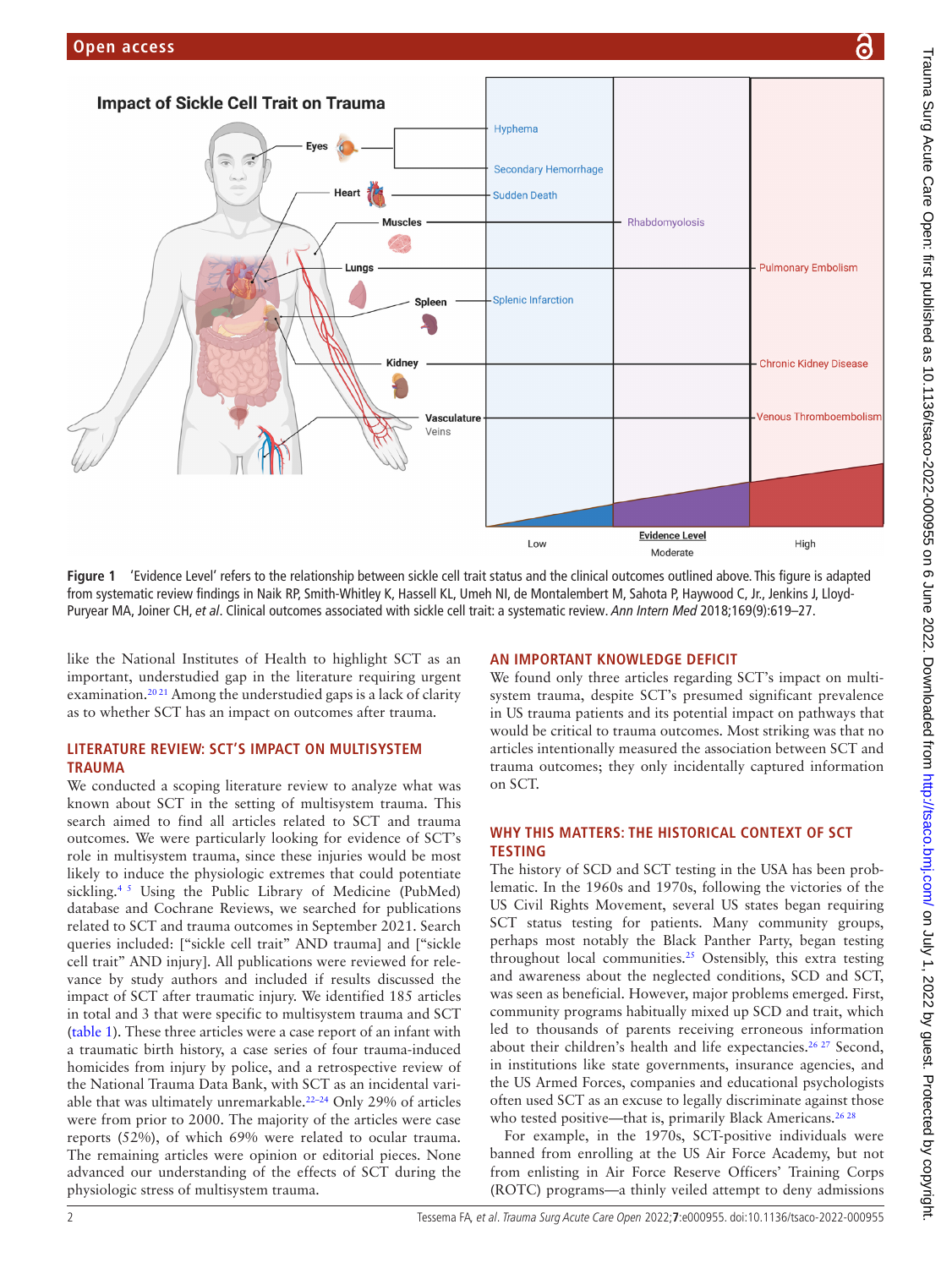**Figure 1** 'Evidence Level' refers to the relationship between sickle cell trait status and the clinical outcomes outlined above. This figure is adapted from systematic review findings in Naik RP, Smith-Whitley K, Hassell KL, Umeh NI, de Montalembert M, Sahota P, Haywood C, Jr., Jenkins J, Lloyd-Puryear MA, Joiner CH, *et al*. Clinical outcomes associated with sickle cell trait: a systematic review. *Ann Intern Med* 2018;169(9):619–27.

like the National Institutes of Health to highlight SCT as an important, understudied gap in the literature requiring urgent examination.[20,21] Among the understudied gaps is a lack of clarity as to whether SCT has an impact on outcomes after trauma.

## LITERATURE REVIEW: SCT'S IMPACT ON MULTISYSTEM TRAUMA

We conducted a scoping literature review to analyze what was known about SCT in the setting of multisystem trauma. This search aimed to find all articles related to SCT and trauma outcomes. We were particularly looking for evidence of SCT's role in multisystem trauma, since these injuries would be most likely to induce the physiologic extremes that could potentiate sickling.[4,5] Using the Public Library of Medicine (PubMed) database and Cochrane Reviews, we searched for publications related to SCT and trauma outcomes in September 2021. Search queries included: ["sickle cell trait" AND trauma] and ["sickle cell trait" AND injury]. All publications were reviewed for relevance by study authors and included if results discussed the impact of SCT after traumatic injury. We identified 185 articles in total and 3 that were specific to multisystem trauma and SCT (table 1). These three articles were a case report of an infant with a traumatic birth history, a case series of four trauma-induced homicides from injury by police, and a retrospective review of the National Trauma Data Bank, with SCT as an incidental variable that was ultimately unremarkable.[22–24] Only 29% of articles were from prior to 2000. The majority of the articles were case reports (52%), of which 69% were related to ocular trauma. The remaining articles were opinion or editorial pieces. None advanced our understanding of the effects of SCT during the physiologic stress of multisystem trauma.

## AN IMPORTANT KNOWLEDGE DEFICIT

We found only three articles regarding SCT's impact on multisystem trauma, despite SCT's presumed significant prevalence in US trauma patients and its potential impact on pathways that would be critical to trauma outcomes. Most striking was that no articles intentionally measured the association between SCT and trauma outcomes; they only incidentally captured information on SCT.

## WHY THIS MATTERS: THE HISTORICAL CONTEXT OF SCT TESTING

The history of SCD and SCT testing in the USA has been problematic. In the 1960s and 1970s, following the victories of the US Civil Rights Movement, several US states began requiring SCT status testing for patients. Many community groups, perhaps most notably the Black Panther Party, began testing throughout local communities.[25] Ostensibly, this extra testing and awareness about the neglected conditions, SCD and SCT, was seen as beneficial. However, major problems emerged. First, community programs habitually mixed up SCD and trait, which led to thousands of parents receiving erroneous information about their children's health and life expectancies.[26,27] Second, in institutions like state governments, insurance agencies, and the US Armed Forces, companies and educational psychologists often used SCT as an excuse to legally discriminate against those who tested positive—that is, primarily Black Americans.[26,28]

For example, in the 1970s, SCT-positive individuals were banned from enrolling at the US Air Force Academy, but not from enlisting in Air Force Reserve Officers' Training Corps (ROTC) programs—a thinly veiled attempt to deny admissions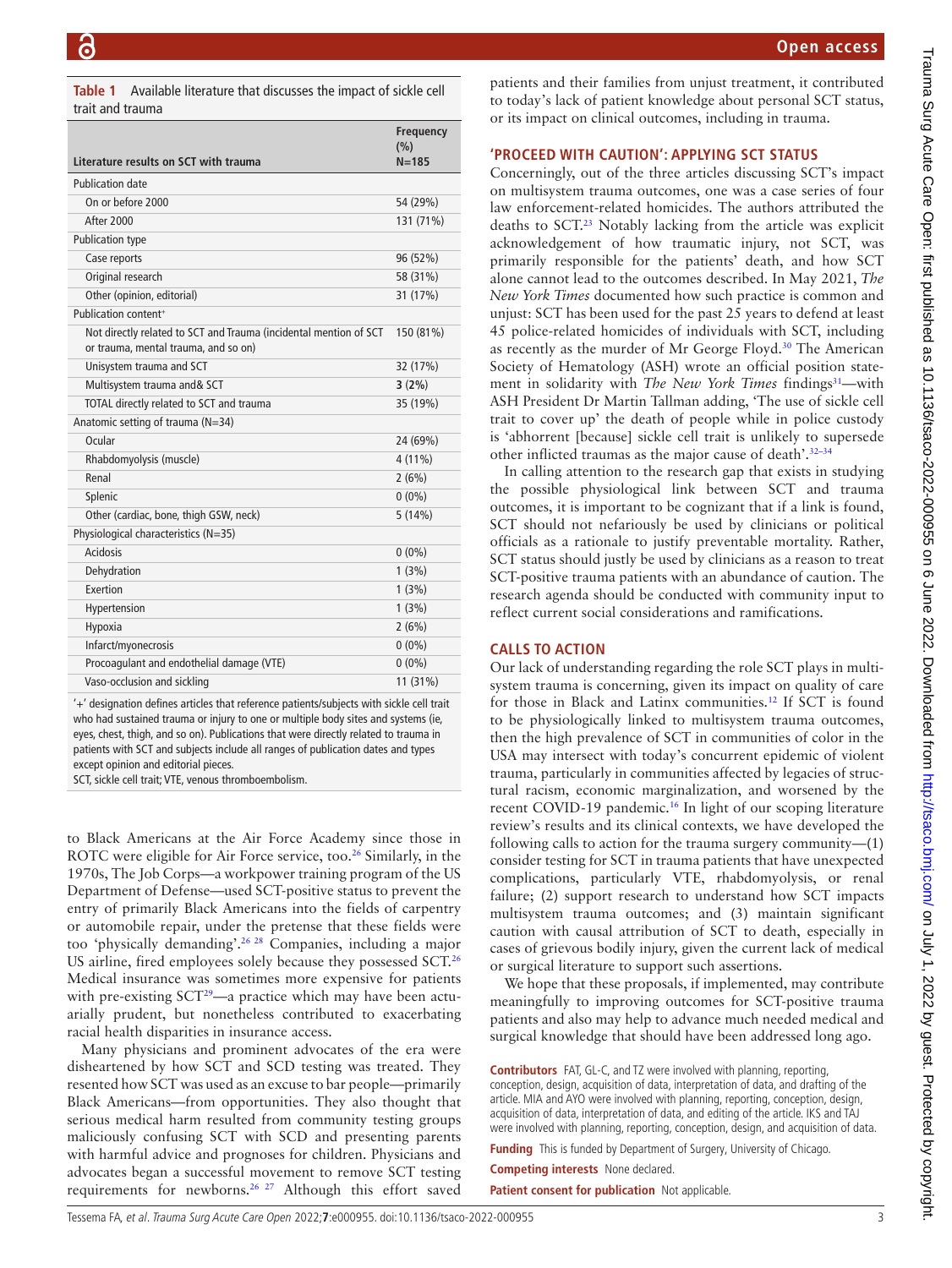**Table 1** Available literature that discusses the impact of sickle cell trait and trauma

| Literature results on SCT with trauma | Frequency (%) N=185 |
|---|---|
| Publication date | |
| On or before 2000 | 54 (29%) |
| After 2000 | 131 (71%) |
| Publication type | |
| Case reports | 96 (52%) |
| Original research | 58 (31%) |
| Other (opinion, editorial) | 31 (17%) |
| Publication content⁺ | |
| Not directly related to SCT and Trauma (incidental mention of SCT or trauma, mental trauma, and so on) | 150 (81%) |
| Unisystem trauma and SCT | 32 (17%) |
| Multisystem trauma and& SCT | **3 (2%)** |
| TOTAL directly related to SCT and trauma | 35 (19%) |
| Anatomic setting of trauma (N=34) | |
| Ocular | 24 (69%) |
| Rhabdomyolysis (muscle) | 4 (11%) |
| Renal | 2 (6%) |
| Splenic | 0 (0%) |
| Other (cardiac, bone, thigh GSW, neck) | 5 (14%) |
| Physiological characteristics (N=35) | |
| Acidosis | 0 (0%) |
| Dehydration | 1 (3%) |
| Exertion | 1 (3%) |
| Hypertension | 1 (3%) |
| Hypoxia | 2 (6%) |
| Infarct/myonecrosis | 0 (0%) |
| Procoagulant and endothelial damage (VTE) | 0 (0%) |
| Vaso-occlusion and sickling | 11 (31%) |

'+' designation defines articles that reference patients/subjects with sickle cell trait who had sustained trauma or injury to one or multiple body sites and systems (ie, eyes, chest, thigh, and so on). Publications that were directly related to trauma in patients with SCT and subjects include all ranges of publication dates and types except opinion and editorial pieces.
SCT, sickle cell trait; VTE, venous thromboembolism.

to Black Americans at the Air Force Academy since those in ROTC were eligible for Air Force service, too.[26] Similarly, in the 1970s, The Job Corps—a workpower training program of the US Department of Defense—used SCT-positive status to prevent the entry of primarily Black Americans into the fields of carpentry or automobile repair, under the pretense that these fields were too 'physically demanding'.[26 28] Companies, including a major US airline, fired employees solely because they possessed SCT.[26] Medical insurance was sometimes more expensive for patients with pre-existing SCT[29]—a practice which may have been actuarially prudent, but nonetheless contributed to exacerbating racial health disparities in insurance access.

Many physicians and prominent advocates of the era were disheartened by how SCT and SCD testing was treated. They resented how SCT was used as an excuse to bar people—primarily Black Americans—from opportunities. They also thought that serious medical harm resulted from community testing groups maliciously confusing SCT with SCD and presenting parents with harmful advice and prognoses for children. Physicians and advocates began a successful movement to remove SCT testing requirements for newborns.[26 27] Although this effort saved patients and their families from unjust treatment, it contributed to today's lack of patient knowledge about personal SCT status, or its impact on clinical outcomes, including in trauma.

## 'PROCEED WITH CAUTION': APPLYING SCT STATUS

Concerningly, out of the three articles discussing SCT's impact on multisystem trauma outcomes, one was a case series of four law enforcement-related homicides. The authors attributed the deaths to SCT.[23] Notably lacking from the article was explicit acknowledgement of how traumatic injury, not SCT, was primarily responsible for the patients' death, and how SCT alone cannot lead to the outcomes described. In May 2021, *The New York Times* documented how such practice is common and unjust: SCT has been used for the past 25 years to defend at least 45 police-related homicides of individuals with SCT, including as recently as the murder of Mr George Floyd.[30] The American Society of Hematology (ASH) wrote an official position statement in solidarity with *The New York Times* findings[31]—with ASH President Dr Martin Tallman adding, 'The use of sickle cell trait to cover up' the death of people while in police custody is 'abhorrent [because] sickle cell trait is unlikely to supersede other inflicted traumas as the major cause of death'.[32–34]

In calling attention to the research gap that exists in studying the possible physiological link between SCT and trauma outcomes, it is important to be cognizant that if a link is found, SCT should not nefariously be used by clinicians or political officials as a rationale to justify preventable mortality. Rather, SCT status should justly be used by clinicians as a reason to treat SCT-positive trauma patients with an abundance of caution. The research agenda should be conducted with community input to reflect current social considerations and ramifications.

## CALLS TO ACTION

Our lack of understanding regarding the role SCT plays in multisystem trauma is concerning, given its impact on quality of care for those in Black and Latinx communities.[12] If SCT is found to be physiologically linked to multisystem trauma outcomes, then the high prevalence of SCT in communities of color in the USA may intersect with today's concurrent epidemic of violent trauma, particularly in communities affected by legacies of structural racism, economic marginalization, and worsened by the recent COVID-19 pandemic.[16] In light of our scoping literature review's results and its clinical contexts, we have developed the following calls to action for the trauma surgery community—(1) consider testing for SCT in trauma patients that have unexpected complications, particularly VTE, rhabdomyolysis, or renal failure; (2) support research to understand how SCT impacts multisystem trauma outcomes; and (3) maintain significant caution with causal attribution of SCT to death, especially in cases of grievous bodily injury, given the current lack of medical or surgical literature to support such assertions.

We hope that these proposals, if implemented, may contribute meaningfully to improving outcomes for SCT-positive trauma patients and also may help to advance much needed medical and surgical knowledge that should have been addressed long ago.

**Contributors** FAT, GL-C, and TZ were involved with planning, reporting, conception, design, acquisition of data, interpretation of data, and drafting of the article. MIA and AYO were involved with planning, reporting, conception, design, acquisition of data, interpretation of data, and editing of the article. IKS and TAJ were involved with planning, reporting, conception, design, and acquisition of data.

**Funding** This is funded by Department of Surgery, University of Chicago.

**Competing interests** None declared.

**Patient consent for publication** Not applicable.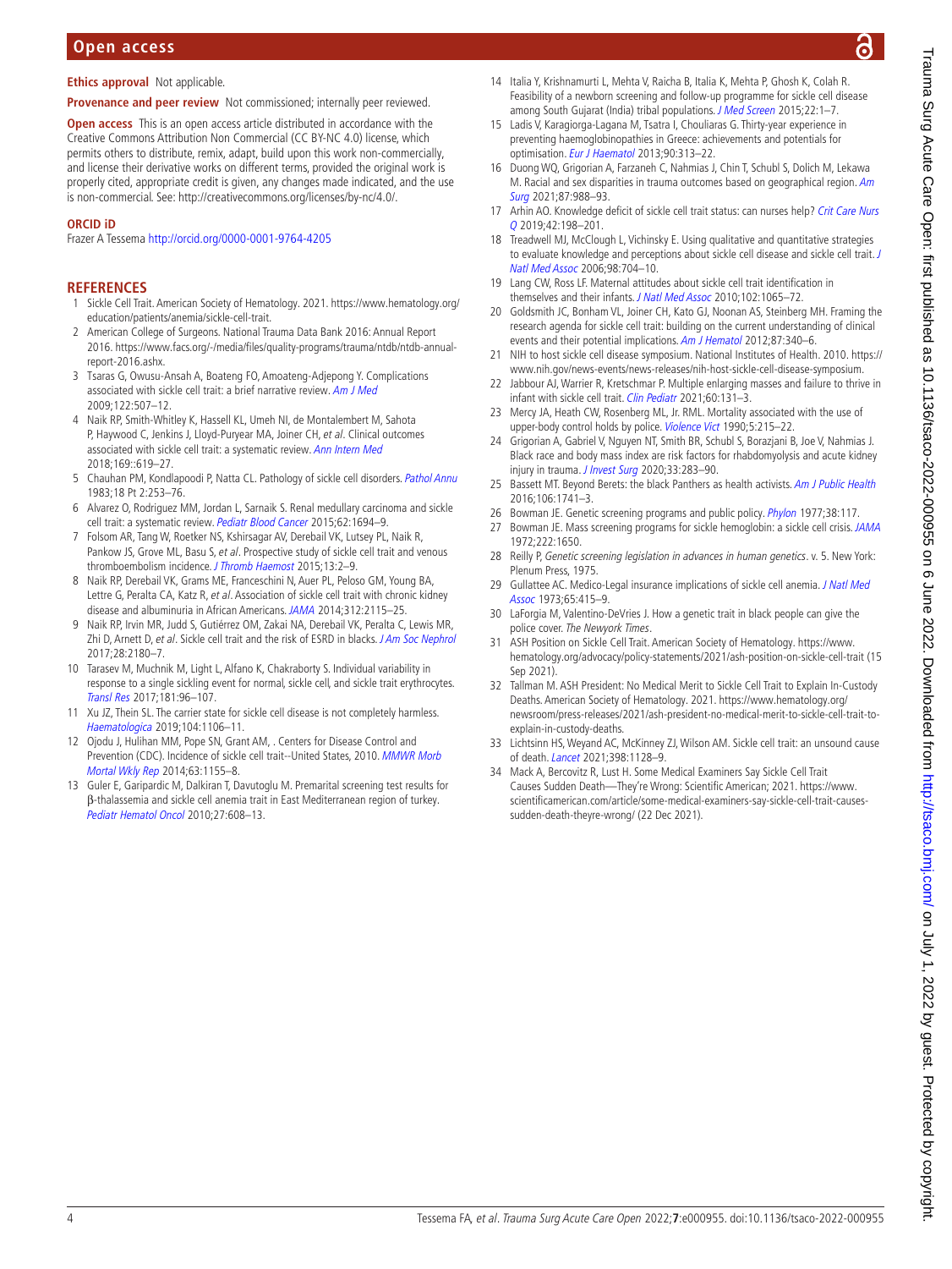**Ethics approval** Not applicable.

**Provenance and peer review** Not commissioned; internally peer reviewed.

**Open access** This is an open access article distributed in accordance with the Creative Commons Attribution Non Commercial (CC BY-NC 4.0) license, which permits others to distribute, remix, adapt, build upon this work non-commercially, and license their derivative works on different terms, provided the original work is properly cited, appropriate credit is given, any changes made indicated, and the use is non-commercial. See: http://creativecommons.org/licenses/by-nc/4.0/.

**ORCID iD**

Frazer A Tessema http://orcid.org/0000-0001-9764-4205

## REFERENCES

1. Sickle Cell Trait. American Society of Hematology. 2021. https://www.hematology.org/education/patients/anemia/sickle-cell-trait.
2. American College of Surgeons. National Trauma Data Bank 2016: Annual Report 2016. https://www.facs.org/-/media/files/quality-programs/trauma/ntdb/ntdb-annual-report-2016.ashx.
3. Tsaras G, Owusu-Ansah A, Boateng FO, Amoateng-Adjepong Y. Complications associated with sickle cell trait: a brief narrative review. *Am J Med* 2009;122:507–12.
4. Naik RP, Smith-Whitley K, Hassell KL, Umeh NI, de Montalembert M, Sahota P, Haywood C, Jenkins J, Lloyd-Puryear MA, Joiner CH, *et al*. Clinical outcomes associated with sickle cell trait: a systematic review. *Ann Intern Med* 2018;169::619–27.
5. Chauhan PM, Kondlapoodi P, Natta CL. Pathology of sickle cell disorders. *Pathol Annu* 1983;18 Pt 2:253–76.
6. Alvarez O, Rodriguez MM, Jordan L, Sarnaik S. Renal medullary carcinoma and sickle cell trait: a systematic review. *Pediatr Blood Cancer* 2015;62:1694–9.
7. Folsom AR, Tang W, Roetker NS, Kshirsagar AV, Derebail VK, Lutsey PL, Naik R, Pankow JS, Grove ML, Basu S, *et al*. Prospective study of sickle cell trait and venous thromboembolism incidence. *J Thromb Haemost* 2015;13:2–9.
8. Naik RP, Derebail VK, Grams ME, Franceschini N, Auer PL, Peloso GM, Young BA, Lettre G, Peralta CA, Katz R, *et al*. Association of sickle cell trait with chronic kidney disease and albuminuria in African Americans. *JAMA* 2014;312:2115–25.
9. Naik RP, Irvin MR, Judd S, Gutiérrez OM, Zakai NA, Derebail VK, Peralta C, Lewis MR, Zhi D, Arnett D, *et al*. Sickle cell trait and the risk of ESRD in blacks. *J Am Soc Nephrol* 2017;28:2180–7.
10. Tarasev M, Muchnik M, Light L, Alfano K, Chakraborty S. Individual variability in response to a single sickling event for normal, sickle cell, and sickle trait erythrocytes. *Transl Res* 2017;181:96–107.
11. Xu JZ, Thein SL. The carrier state for sickle cell disease is not completely harmless. *Haematologica* 2019;104:1106–11.
12. Ojodu J, Hulihan MM, Pope SN, Grant AM, . Centers for Disease Control and Prevention (CDC). Incidence of sickle cell trait--United States, 2010. *MMWR Morb Mortal Wkly Rep* 2014;63:1155–8.
13. Guler E, Garipardic M, Dalkiran T, Davutoglu M. Premarital screening test results for β-thalassemia and sickle cell anemia trait in East Mediterranean region of turkey. *Pediatr Hematol Oncol* 2010;27:608–13.
14. Italia Y, Krishnamurti L, Mehta V, Raicha B, Italia K, Mehta P, Ghosh K, Colah R. Feasibility of a newborn screening and follow-up programme for sickle cell disease among South Gujarat (India) tribal populations. *J Med Screen* 2015;22:1–7.
15. Ladis V, Karagiorga-Lagana M, Tsatra I, Chouliaras G. Thirty-year experience in preventing haemoglobinopathies in Greece: achievements and potentials for optimisation. *Eur J Haematol* 2013;90:313–22.
16. Duong WQ, Grigorian A, Farzaneh C, Nahmias J, Chin T, Schubl S, Dolich M, Lekawa M. Racial and sex disparities in trauma outcomes based on geographical region. *Am Surg* 2021;87:988–93.
17. Arhin AO. Knowledge deficit of sickle cell trait status: can nurses help? *Crit Care Nurs Q* 2019;42:198–201.
18. Treadwell MJ, McClough L, Vichinsky E. Using qualitative and quantitative strategies to evaluate knowledge and perceptions about sickle cell disease and sickle cell trait. *J Natl Med Assoc* 2006;98:704–10.
19. Lang CW, Ross LF. Maternal attitudes about sickle cell trait identification in themselves and their infants. *J Natl Med Assoc* 2010;102:1065–72.
20. Goldsmith JC, Bonham VL, Joiner CH, Kato GJ, Noonan AS, Steinberg MH. Framing the research agenda for sickle cell trait: building on the current understanding of clinical events and their potential implications. *Am J Hematol* 2012;87:340–6.
21. NIH to host sickle cell disease symposium. National Institutes of Health. 2010. https://www.nih.gov/news-events/news-releases/nih-host-sickle-cell-disease-symposium.
22. Jabbour AJ, Warrier R, Kretschmar P. Multiple enlarging masses and failure to thrive in infant with sickle cell trait. *Clin Pediatr* 2021;60:131–3.
23. Mercy JA, Heath CW, Rosenberg ML, Jr. RML. Mortality associated with the use of upper-body control holds by police. *Violence Vict* 1990;5:215–22.
24. Grigorian A, Gabriel V, Nguyen NT, Smith BR, Schubl S, Borazjani B, Joe V, Nahmias J. Black race and body mass index are risk factors for rhabdomyolysis and acute kidney injury in trauma. *J Invest Surg* 2020;33:283–90.
25. Bassett MT. Beyond Berets: the black Panthers as health activists. *Am J Public Health* 2016;106:1741–3.
26. Bowman JE. Genetic screening programs and public policy. *Phylon* 1977;38:117.
27. Bowman JE. Mass screening programs for sickle hemoglobin: a sickle cell crisis. *JAMA* 1972;222:1650.
28. Reilly P, *Genetic screening legislation in advances in human genetics*. v. 5. New York: Plenum Press, 1975.
29. Gullattee AC. Medico-Legal insurance implications of sickle cell anemia. *J Natl Med Assoc* 1973;65:415–9.
30. LaForgia M, Valentino-DeVries J. How a genetic trait in black people can give the police cover. *The Newyork Times*.
31. ASH Position on Sickle Cell Trait. American Society of Hematology. https://www.hematology.org/advocacy/policy-statements/2021/ash-position-on-sickle-cell-trait (15 Sep 2021).
32. Tallman M. ASH President: No Medical Merit to Sickle Cell Trait to Explain In-Custody Deaths. American Society of Hematology. 2021. https://www.hematology.org/newsroom/press-releases/2021/ash-president-no-medical-merit-to-sickle-cell-trait-to-explain-in-custody-deaths.
33. Lichtsinn HS, Weyand AC, McKinney ZJ, Wilson AM. Sickle cell trait: an unsound cause of death. *Lancet* 2021;398:1128–9.
34. Mack A, Bercovitz R, Lust H. Some Medical Examiners Say Sickle Cell Trait Causes Sudden Death—They're Wrong: Scientific American; 2021. https://www.scientificamerican.com/article/some-medical-examiners-say-sickle-cell-trait-causes-sudden-death-theyre-wrong/ (22 Dec 2021).